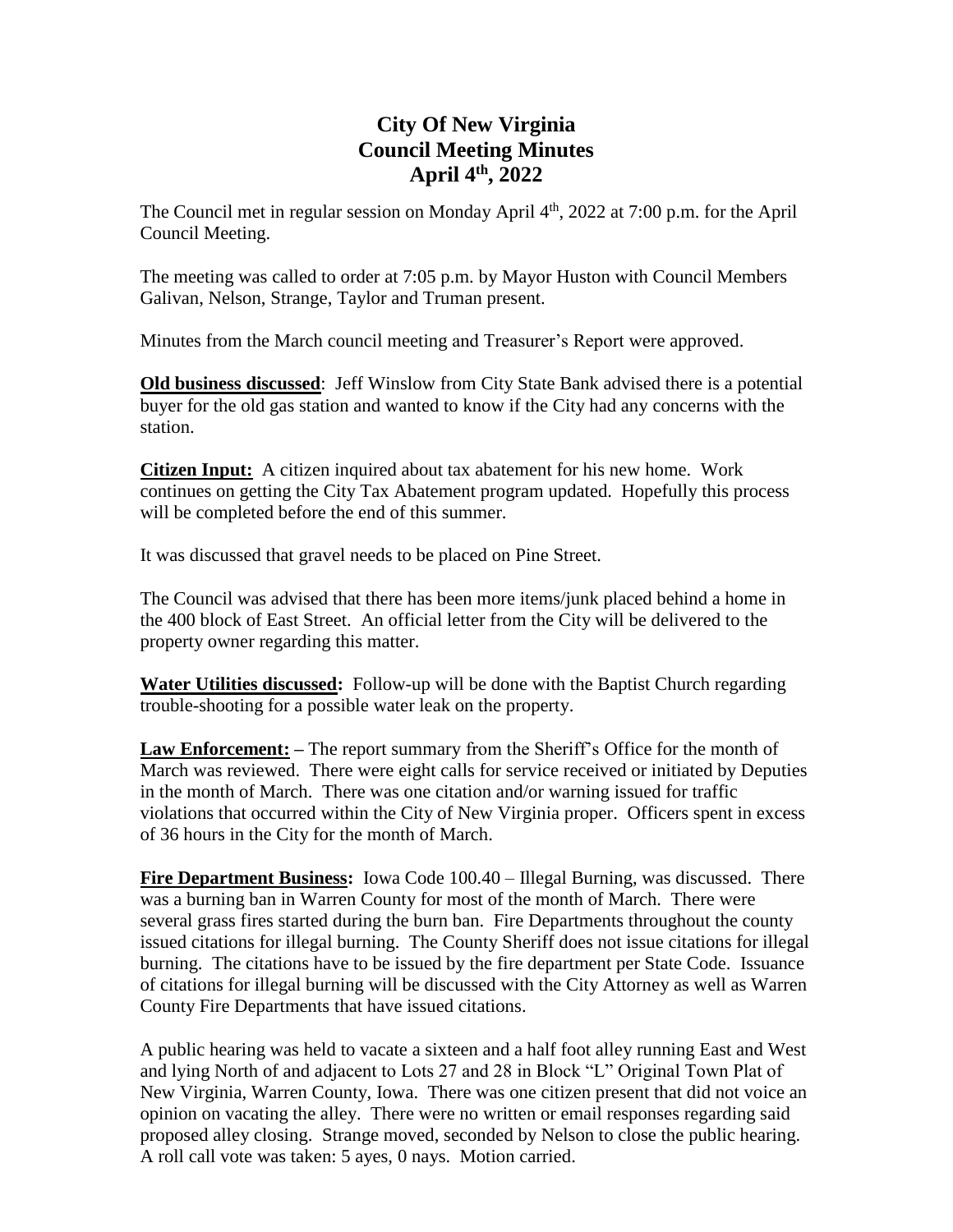# City Of New Virginia
# Council Meeting Minutes
# April 4th, 2022

The Council met in regular session on Monday April 4th, 2022 at 7:00 p.m. for the April Council Meeting.

The meeting was called to order at 7:05 p.m. by Mayor Huston with Council Members Galivan, Nelson, Strange, Taylor and Truman present.

Minutes from the March council meeting and Treasurer's Report were approved.

**Old business discussed**: Jeff Winslow from City State Bank advised there is a potential buyer for the old gas station and wanted to know if the City had any concerns with the station.

**Citizen Input:** A citizen inquired about tax abatement for his new home. Work continues on getting the City Tax Abatement program updated. Hopefully this process will be completed before the end of this summer.

It was discussed that gravel needs to be placed on Pine Street.

The Council was advised that there has been more items/junk placed behind a home in the 400 block of East Street. An official letter from the City will be delivered to the property owner regarding this matter.

**Water Utilities discussed:** Follow-up will be done with the Baptist Church regarding trouble-shooting for a possible water leak on the property.

**Law Enforcement: –** The report summary from the Sheriff's Office for the month of March was reviewed. There were eight calls for service received or initiated by Deputies in the month of March. There was one citation and/or warning issued for traffic violations that occurred within the City of New Virginia proper. Officers spent in excess of 36 hours in the City for the month of March.

**Fire Department Business:** Iowa Code 100.40 – Illegal Burning, was discussed. There was a burning ban in Warren County for most of the month of March. There were several grass fires started during the burn ban. Fire Departments throughout the county issued citations for illegal burning. The County Sheriff does not issue citations for illegal burning. The citations have to be issued by the fire department per State Code. Issuance of citations for illegal burning will be discussed with the City Attorney as well as Warren County Fire Departments that have issued citations.

A public hearing was held to vacate a sixteen and a half foot alley running East and West and lying North of and adjacent to Lots 27 and 28 in Block "L" Original Town Plat of New Virginia, Warren County, Iowa. There was one citizen present that did not voice an opinion on vacating the alley. There were no written or email responses regarding said proposed alley closing. Strange moved, seconded by Nelson to close the public hearing. A roll call vote was taken: 5 ayes, 0 nays. Motion carried.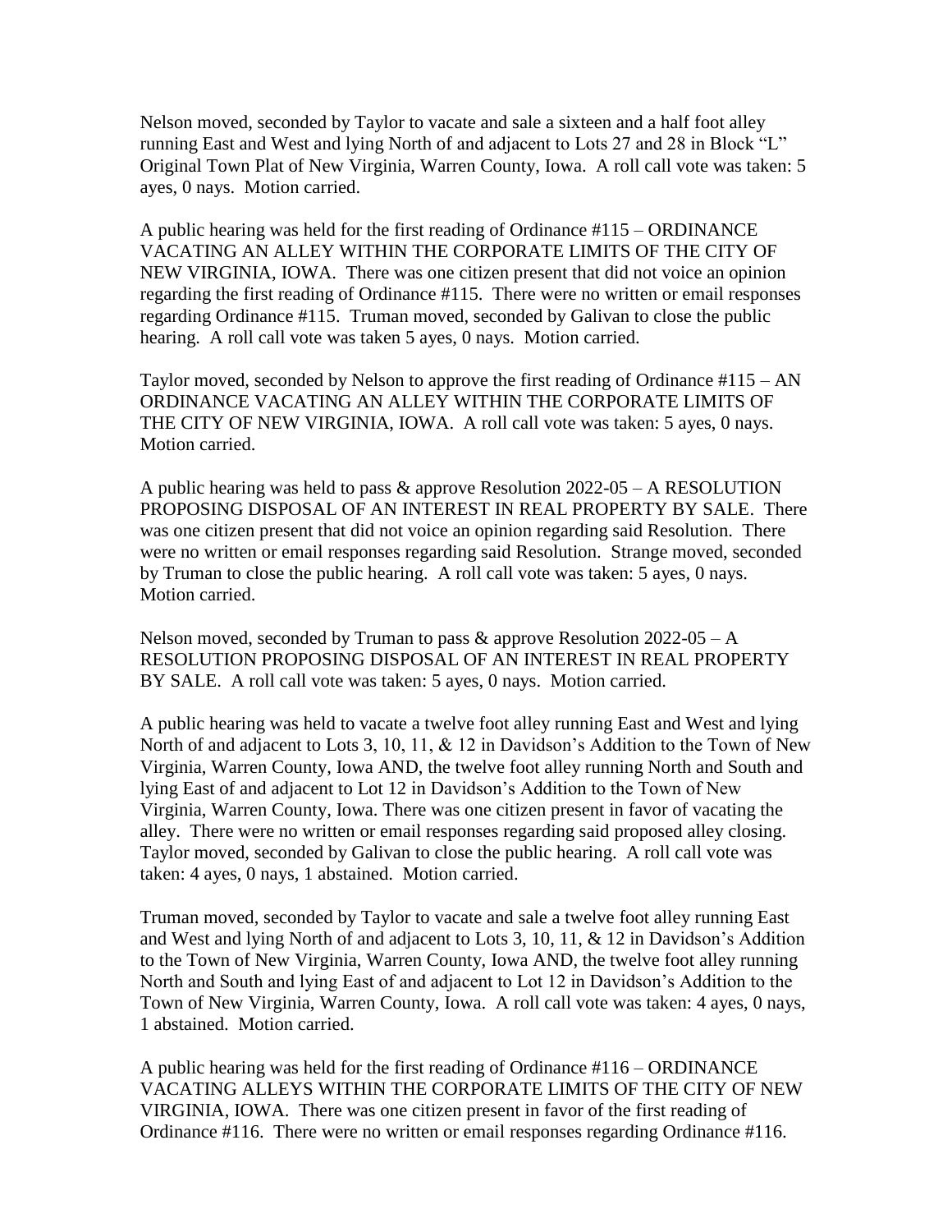Nelson moved, seconded by Taylor to vacate and sale a sixteen and a half foot alley running East and West and lying North of and adjacent to Lots 27 and 28 in Block "L" Original Town Plat of New Virginia, Warren County, Iowa. A roll call vote was taken: 5 ayes, 0 nays. Motion carried.

A public hearing was held for the first reading of Ordinance #115 – ORDINANCE VACATING AN ALLEY WITHIN THE CORPORATE LIMITS OF THE CITY OF NEW VIRGINIA, IOWA. There was one citizen present that did not voice an opinion regarding the first reading of Ordinance #115. There were no written or email responses regarding Ordinance #115. Truman moved, seconded by Galivan to close the public hearing. A roll call vote was taken 5 ayes, 0 nays. Motion carried.

Taylor moved, seconded by Nelson to approve the first reading of Ordinance #115 – AN ORDINANCE VACATING AN ALLEY WITHIN THE CORPORATE LIMITS OF THE CITY OF NEW VIRGINIA, IOWA. A roll call vote was taken: 5 ayes, 0 nays. Motion carried.

A public hearing was held to pass & approve Resolution 2022-05 – A RESOLUTION PROPOSING DISPOSAL OF AN INTEREST IN REAL PROPERTY BY SALE. There was one citizen present that did not voice an opinion regarding said Resolution. There were no written or email responses regarding said Resolution. Strange moved, seconded by Truman to close the public hearing. A roll call vote was taken: 5 ayes, 0 nays. Motion carried.

Nelson moved, seconded by Truman to pass & approve Resolution 2022-05 – A RESOLUTION PROPOSING DISPOSAL OF AN INTEREST IN REAL PROPERTY BY SALE. A roll call vote was taken: 5 ayes, 0 nays. Motion carried.

A public hearing was held to vacate a twelve foot alley running East and West and lying North of and adjacent to Lots 3, 10, 11, & 12 in Davidson's Addition to the Town of New Virginia, Warren County, Iowa AND, the twelve foot alley running North and South and lying East of and adjacent to Lot 12 in Davidson's Addition to the Town of New Virginia, Warren County, Iowa. There was one citizen present in favor of vacating the alley. There were no written or email responses regarding said proposed alley closing. Taylor moved, seconded by Galivan to close the public hearing. A roll call vote was taken: 4 ayes, 0 nays, 1 abstained. Motion carried.

Truman moved, seconded by Taylor to vacate and sale a twelve foot alley running East and West and lying North of and adjacent to Lots 3, 10, 11, & 12 in Davidson's Addition to the Town of New Virginia, Warren County, Iowa AND, the twelve foot alley running North and South and lying East of and adjacent to Lot 12 in Davidson's Addition to the Town of New Virginia, Warren County, Iowa. A roll call vote was taken: 4 ayes, 0 nays, 1 abstained. Motion carried.

A public hearing was held for the first reading of Ordinance #116 – ORDINANCE VACATING ALLEYS WITHIN THE CORPORATE LIMITS OF THE CITY OF NEW VIRGINIA, IOWA. There was one citizen present in favor of the first reading of Ordinance #116. There were no written or email responses regarding Ordinance #116.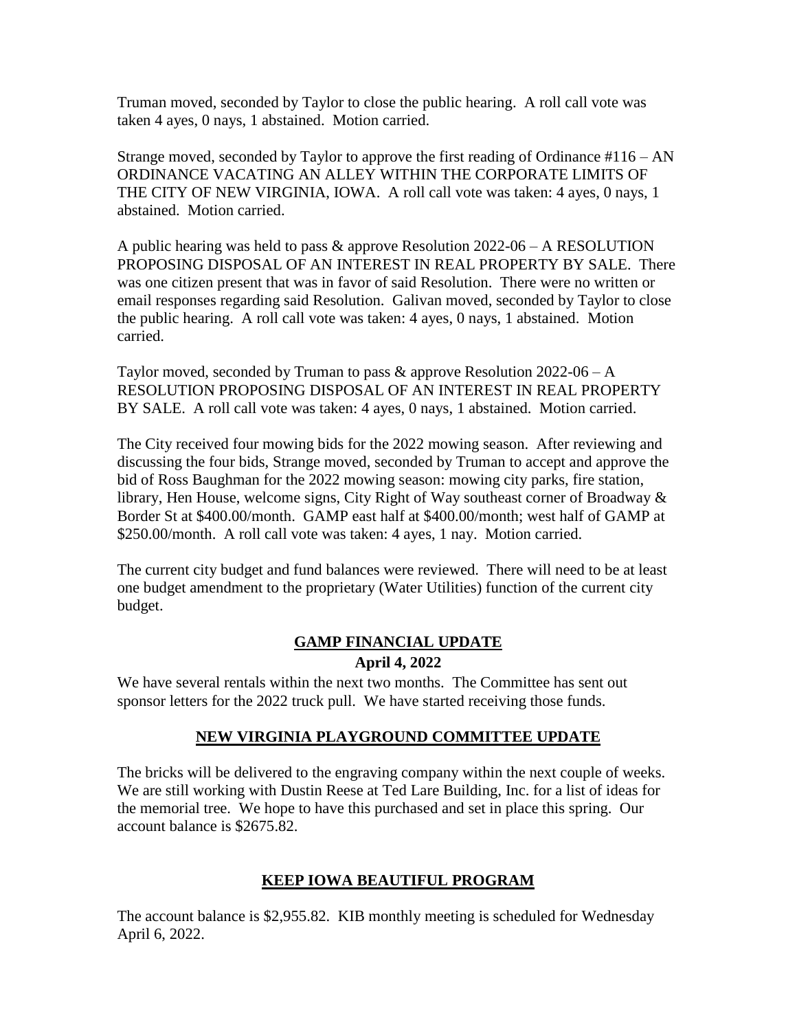Truman moved, seconded by Taylor to close the public hearing. A roll call vote was taken 4 ayes, 0 nays, 1 abstained. Motion carried.

Strange moved, seconded by Taylor to approve the first reading of Ordinance #116 – AN ORDINANCE VACATING AN ALLEY WITHIN THE CORPORATE LIMITS OF THE CITY OF NEW VIRGINIA, IOWA. A roll call vote was taken: 4 ayes, 0 nays, 1 abstained. Motion carried.

A public hearing was held to pass & approve Resolution 2022-06 – A RESOLUTION PROPOSING DISPOSAL OF AN INTEREST IN REAL PROPERTY BY SALE. There was one citizen present that was in favor of said Resolution. There were no written or email responses regarding said Resolution. Galivan moved, seconded by Taylor to close the public hearing. A roll call vote was taken: 4 ayes, 0 nays, 1 abstained. Motion carried.

Taylor moved, seconded by Truman to pass & approve Resolution 2022-06 – A RESOLUTION PROPOSING DISPOSAL OF AN INTEREST IN REAL PROPERTY BY SALE. A roll call vote was taken: 4 ayes, 0 nays, 1 abstained. Motion carried.

The City received four mowing bids for the 2022 mowing season. After reviewing and discussing the four bids, Strange moved, seconded by Truman to accept and approve the bid of Ross Baughman for the 2022 mowing season: mowing city parks, fire station, library, Hen House, welcome signs, City Right of Way southeast corner of Broadway & Border St at $400.00/month. GAMP east half at $400.00/month; west half of GAMP at $250.00/month. A roll call vote was taken: 4 ayes, 1 nay. Motion carried.

The current city budget and fund balances were reviewed. There will need to be at least one budget amendment to the proprietary (Water Utilities) function of the current city budget.

## GAMP FINANCIAL UPDATE

**April 4, 2022**

We have several rentals within the next two months. The Committee has sent out sponsor letters for the 2022 truck pull. We have started receiving those funds.

## NEW VIRGINIA PLAYGROUND COMMITTEE UPDATE

The bricks will be delivered to the engraving company within the next couple of weeks. We are still working with Dustin Reese at Ted Lare Building, Inc. for a list of ideas for the memorial tree. We hope to have this purchased and set in place this spring. Our account balance is $2675.82.

## KEEP IOWA BEAUTIFUL PROGRAM

The account balance is $2,955.82. KIB monthly meeting is scheduled for Wednesday April 6, 2022.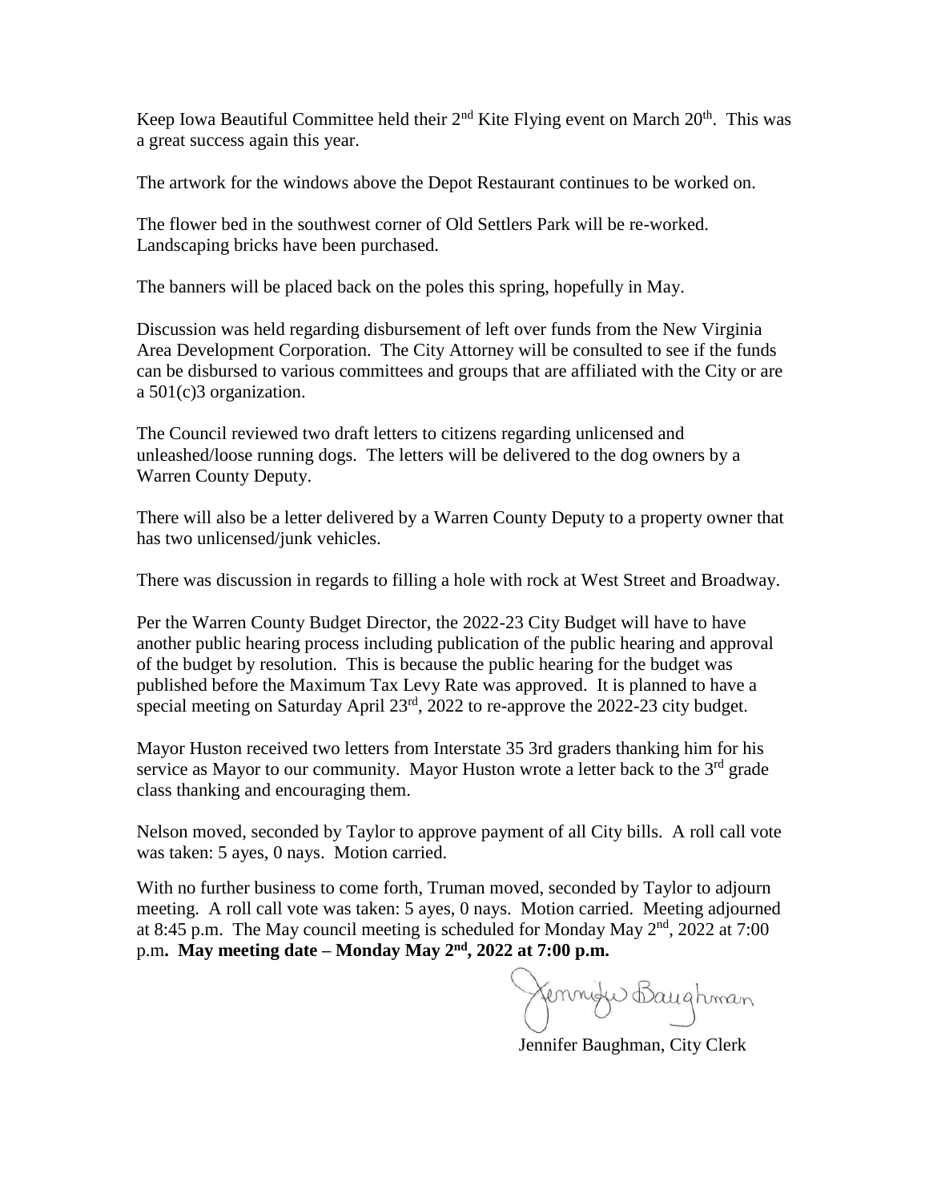Keep Iowa Beautiful Committee held their 2nd Kite Flying event on March 20th. This was a great success again this year.

The artwork for the windows above the Depot Restaurant continues to be worked on.

The flower bed in the southwest corner of Old Settlers Park will be re-worked. Landscaping bricks have been purchased.

The banners will be placed back on the poles this spring, hopefully in May.

Discussion was held regarding disbursement of left over funds from the New Virginia Area Development Corporation. The City Attorney will be consulted to see if the funds can be disbursed to various committees and groups that are affiliated with the City or are a 501(c)3 organization.

The Council reviewed two draft letters to citizens regarding unlicensed and unleashed/loose running dogs. The letters will be delivered to the dog owners by a Warren County Deputy.

There will also be a letter delivered by a Warren County Deputy to a property owner that has two unlicensed/junk vehicles.

There was discussion in regards to filling a hole with rock at West Street and Broadway.

Per the Warren County Budget Director, the 2022-23 City Budget will have to have another public hearing process including publication of the public hearing and approval of the budget by resolution. This is because the public hearing for the budget was published before the Maximum Tax Levy Rate was approved. It is planned to have a special meeting on Saturday April 23rd, 2022 to re-approve the 2022-23 city budget.

Mayor Huston received two letters from Interstate 35 3rd graders thanking him for his service as Mayor to our community. Mayor Huston wrote a letter back to the 3rd grade class thanking and encouraging them.

Nelson moved, seconded by Taylor to approve payment of all City bills. A roll call vote was taken: 5 ayes, 0 nays. Motion carried.

With no further business to come forth, Truman moved, seconded by Taylor to adjourn meeting. A roll call vote was taken: 5 ayes, 0 nays. Motion carried. Meeting adjourned at 8:45 p.m. The May council meeting is scheduled for Monday May 2nd, 2022 at 7:00 p.m. **May meeting date – Monday May 2nd, 2022 at 7:00 p.m.**

Jennifer Baughman

Jennifer Baughman, City Clerk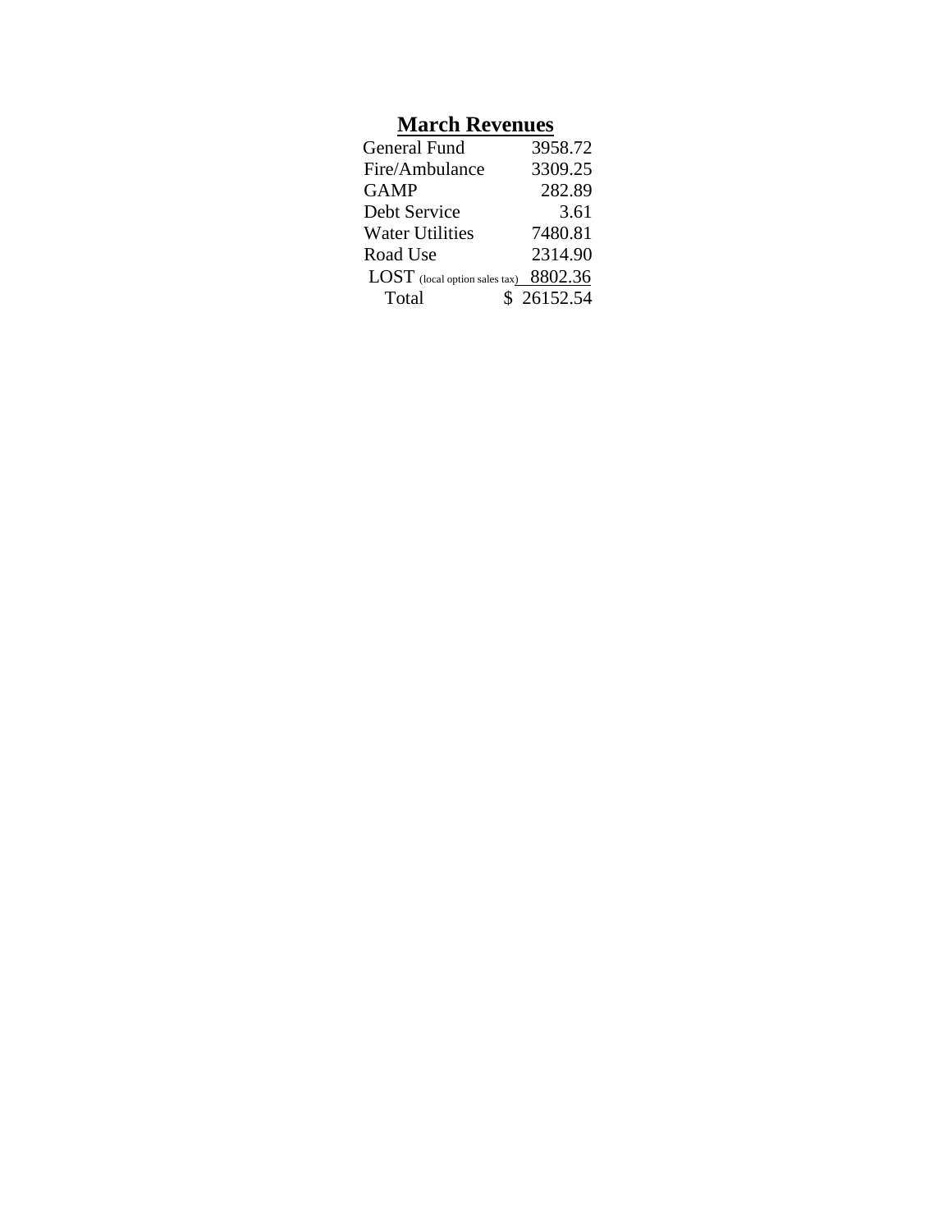## March Revenues

| | |
|---|---|
| General Fund | 3958.72 |
| Fire/Ambulance | 3309.25 |
| GAMP | 282.89 |
| Debt Service | 3.61 |
| Water Utilities | 7480.81 |
| Road Use | 2314.90 |
| LOST (local option sales tax) | 8802.36 |
| Total | $ 26152.54 |